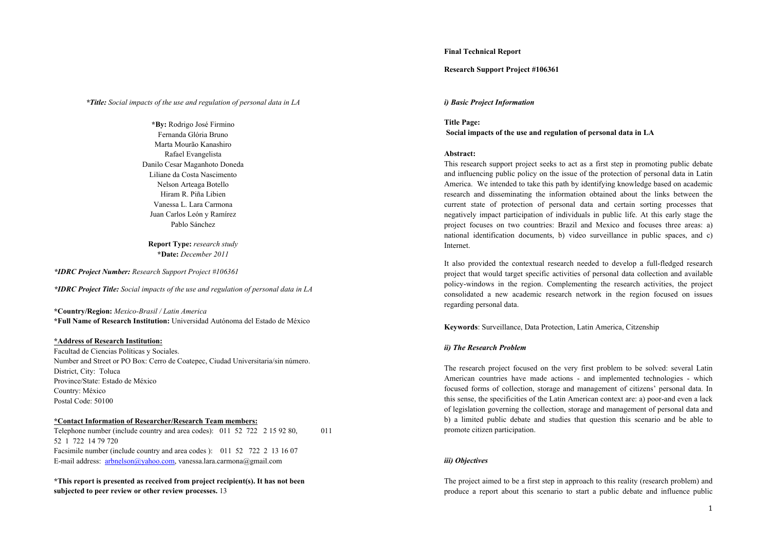***Title:** *Social impacts of the use and regulation of personal data in LA*

**\*By:** Rodrigo José Firmino
Fernanda Glória Bruno
Marta Mourão Kanashiro
Rafael Evangelista
Danilo Cesar Maganhoto Doneda
Liliane da Costa Nascimento
Nelson Arteaga Botello
Hiram R. Piña Libien
Vanessa L. Lara Carmona
Juan Carlos León y Ramírez
Pablo Sánchez

**Report Type:** *research study*
**\*Date:** *December 2011*

***IDRC Project Number:** Research Support Project #106361*

***IDRC Project Title:** Social impacts of the use and regulation of personal data in LA*

**\*Country/Region:** *Mexico-Brasil / Latin America*
**\*Full Name of Research Institution:** Universidad Autónoma del Estado de México

**\*Address of Research Institution:**
Facultad de Ciencias Políticas y Sociales.
Number and Street or PO Box: Cerro de Coatepec, Ciudad Universitaria/sin número.
District, City: Toluca
Province/State: Estado de México
Country: México
Postal Code: 50100

**\*Contact Information of Researcher/Research Team members:**
Telephone number (include country and area codes): 011 52 722 2 15 92 80, 011 52 1 722 14 79 720
Facsimile number (include country and area codes ): 011 52 722 2 13 16 07
E-mail address: arbnelson@yahoo.com, vanessa.lara.carmona@gmail.com

**\*This report is presented as received from project recipient(s). It has not been subjected to peer review or other review processes.** 13

**Final Technical Report**

**Research Support Project #106361**

## *i) Basic Project Information*

**Title Page:**
**Social impacts of the use and regulation of personal data in LA**

**Abstract:**
This research support project seeks to act as a first step in promoting public debate and influencing public policy on the issue of the protection of personal data in Latin America. We intended to take this path by identifying knowledge based on academic research and disseminating the information obtained about the links between the current state of protection of personal data and certain sorting processes that negatively impact participation of individuals in public life. At this early stage the project focuses on two countries: Brazil and Mexico and focuses three areas: a) national identification documents, b) video surveillance in public spaces, and c) Internet.

It also provided the contextual research needed to develop a full-fledged research project that would target specific activities of personal data collection and available policy-windows in the region. Complementing the research activities, the project consolidated a new academic research network in the region focused on issues regarding personal data.

**Keywords**: Surveillance, Data Protection, Latin America, Citzenship

## *ii) The Research Problem*

The research project focused on the very first problem to be solved: several Latin American countries have made actions - and implemented technologies - which focused forms of collection, storage and management of citizens' personal data. In this sense, the specificities of the Latin American context are: a) poor-and even a lack of legislation governing the collection, storage and management of personal data and b) a limited public debate and studies that question this scenario and be able to promote citizen participation.

## *iii) Objectives*

The project aimed to be a first step in approach to this reality (research problem) and produce a report about this scenario to start a public debate and influence public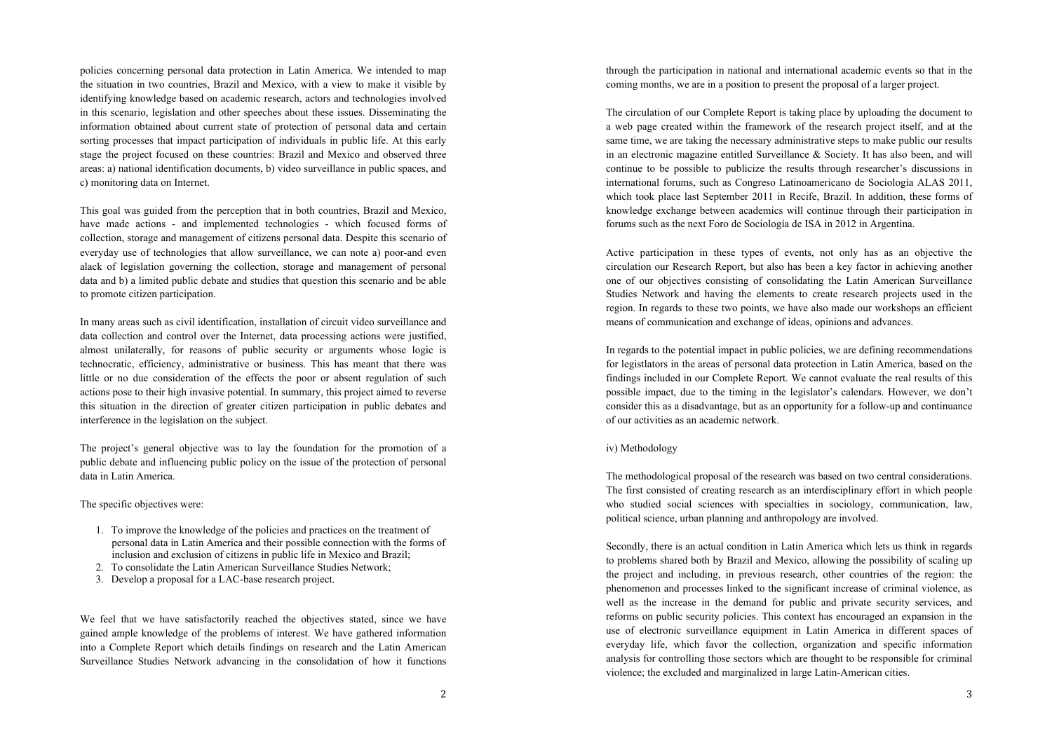policies concerning personal data protection in Latin America. We intended to map the situation in two countries, Brazil and Mexico, with a view to make it visible by identifying knowledge based on academic research, actors and technologies involved in this scenario, legislation and other speeches about these issues. Disseminating the information obtained about current state of protection of personal data and certain sorting processes that impact participation of individuals in public life. At this early stage the project focused on these countries: Brazil and Mexico and observed three areas: a) national identification documents, b) video surveillance in public spaces, and c) monitoring data on Internet.

This goal was guided from the perception that in both countries, Brazil and Mexico, have made actions - and implemented technologies - which focused forms of collection, storage and management of citizens personal data. Despite this scenario of everyday use of technologies that allow surveillance, we can note a) poor-and even alack of legislation governing the collection, storage and management of personal data and b) a limited public debate and studies that question this scenario and be able to promote citizen participation.

In many areas such as civil identification, installation of circuit video surveillance and data collection and control over the Internet, data processing actions were justified, almost unilaterally, for reasons of public security or arguments whose logic is technocratic, efficiency, administrative or business. This has meant that there was little or no due consideration of the effects the poor or absent regulation of such actions pose to their high invasive potential. In summary, this project aimed to reverse this situation in the direction of greater citizen participation in public debates and interference in the legislation on the subject.

The project's general objective was to lay the foundation for the promotion of a public debate and influencing public policy on the issue of the protection of personal data in Latin America.

The specific objectives were:

1. To improve the knowledge of the policies and practices on the treatment of personal data in Latin America and their possible connection with the forms of inclusion and exclusion of citizens in public life in Mexico and Brazil;
2. To consolidate the Latin American Surveillance Studies Network;
3. Develop a proposal for a LAC-base research project.

We feel that we have satisfactorily reached the objectives stated, since we have gained ample knowledge of the problems of interest. We have gathered information into a Complete Report which details findings on research and the Latin American Surveillance Studies Network advancing in the consolidation of how it functions through the participation in national and international academic events so that in the coming months, we are in a position to present the proposal of a larger project.

The circulation of our Complete Report is taking place by uploading the document to a web page created within the framework of the research project itself, and at the same time, we are taking the necessary administrative steps to make public our results in an electronic magazine entitled Surveillance & Society. It has also been, and will continue to be possible to publicize the results through researcher's discussions in international forums, such as Congreso Latinoamericano de Sociología ALAS 2011, which took place last September 2011 in Recife, Brazil. In addition, these forms of knowledge exchange between academics will continue through their participation in forums such as the next Foro de Sociología de ISA in 2012 in Argentina.

Active participation in these types of events, not only has as an objective the circulation our Research Report, but also has been a key factor in achieving another one of our objectives consisting of consolidating the Latin American Surveillance Studies Network and having the elements to create research projects used in the region. In regards to these two points, we have also made our workshops an efficient means of communication and exchange of ideas, opinions and advances.

In regards to the potential impact in public policies, we are defining recommendations for legistlators in the areas of personal data protection in Latin America, based on the findings included in our Complete Report. We cannot evaluate the real results of this possible impact, due to the timing in the legislator's calendars. However, we don't consider this as a disadvantage, but as an opportunity for a follow-up and continuance of our activities as an academic network.

iv) Methodology

The methodological proposal of the research was based on two central considerations. The first consisted of creating research as an interdisciplinary effort in which people who studied social sciences with specialties in sociology, communication, law, political science, urban planning and anthropology are involved.

Secondly, there is an actual condition in Latin America which lets us think in regards to problems shared both by Brazil and Mexico, allowing the possibility of scaling up the project and including, in previous research, other countries of the region: the phenomenon and processes linked to the significant increase of criminal violence, as well as the increase in the demand for public and private security services, and reforms on public security policies. This context has encouraged an expansion in the use of electronic surveillance equipment in Latin America in different spaces of everyday life, which favor the collection, organization and specific information analysis for controlling those sectors which are thought to be responsible for criminal violence; the excluded and marginalized in large Latin-American cities.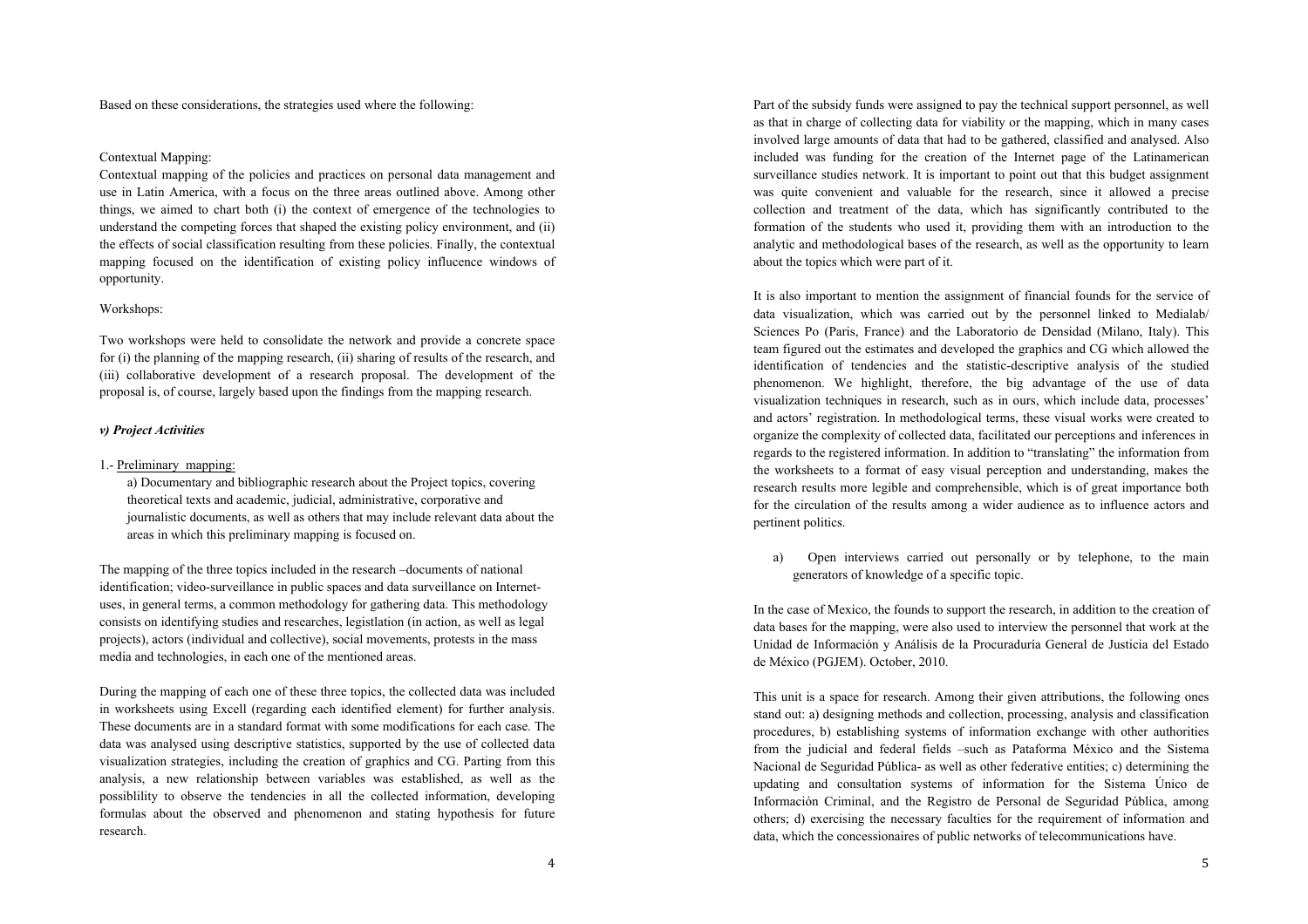Based on these considerations, the strategies used where the following:

Contextual Mapping:

Contextual mapping of the policies and practices on personal data management and use in Latin America, with a focus on the three areas outlined above. Among other things, we aimed to chart both (i) the context of emergence of the technologies to understand the competing forces that shaped the existing policy environment, and (ii) the effects of social classification resulting from these policies. Finally, the contextual mapping focused on the identification of existing policy influence windows of opportunity.

Workshops:

Two workshops were held to consolidate the network and provide a concrete space for (i) the planning of the mapping research, (ii) sharing of results of the research, and (iii) collaborative development of a research proposal. The development of the proposal is, of course, largely based upon the findings from the mapping research.

***v) Project Activities***

1.- Preliminary mapping:

a) Documentary and bibliographic research about the Project topics, covering theoretical texts and academic, judicial, administrative, corporative and journalistic documents, as well as others that may include relevant data about the areas in which this preliminary mapping is focused on.

The mapping of the three topics included in the research –documents of national identification; video-surveillance in public spaces and data surveillance on Internet- uses, in general terms, a common methodology for gathering data. This methodology consists on identifying studies and researches, legistlation (in action, as well as legal projects), actors (individual and collective), social movements, protests in the mass media and technologies, in each one of the mentioned areas.

During the mapping of each one of these three topics, the collected data was included in worksheets using Excell (regarding each identified element) for further analysis. These documents are in a standard format with some modifications for each case. The data was analysed using descriptive statistics, supported by the use of collected data visualization strategies, including the creation of graphics and CG. Parting from this analysis, a new relationship between variables was established, as well as the possiblility to observe the tendencies in all the collected information, developing formulas about the observed and phenomenon and stating hypothesis for future research.

Part of the subsidy funds were assigned to pay the technical support personnel, as well as that in charge of collecting data for viability or the mapping, which in many cases involved large amounts of data that had to be gathered, classified and analysed. Also included was funding for the creation of the Internet page of the Latinamerican surveillance studies network. It is important to point out that this budget assignment was quite convenient and valuable for the research, since it allowed a precise collection and treatment of the data, which has significantly contributed to the formation of the students who used it, providing them with an introduction to the analytic and methodological bases of the research, as well as the opportunity to learn about the topics which were part of it.

It is also important to mention the assignment of financial founds for the service of data visualization, which was carried out by the personnel linked to Medialab/ Sciences Po (Paris, France) and the Laboratorio de Densidad (Milano, Italy). This team figured out the estimates and developed the graphics and CG which allowed the identification of tendencies and the statistic-descriptive analysis of the studied phenomenon. We highlight, therefore, the big advantage of the use of data visualization techniques in research, such as in ours, which include data, processes' and actors' registration. In methodological terms, these visual works were created to organize the complexity of collected data, facilitated our perceptions and inferences in regards to the registered information. In addition to "translating" the information from the worksheets to a format of easy visual perception and understanding, makes the research results more legible and comprehensible, which is of great importance both for the circulation of the results among a wider audience as to influence actors and pertinent politics.

a) Open interviews carried out personally or by telephone, to the main generators of knowledge of a specific topic.

In the case of Mexico, the founds to support the research, in addition to the creation of data bases for the mapping, were also used to interview the personnel that work at the Unidad de Información y Análisis de la Procuraduría General de Justicia del Estado de México (PGJEM). October, 2010.

This unit is a space for research. Among their given attributions, the following ones stand out: a) designing methods and collection, processing, analysis and classification procedures, b) establishing systems of information exchange with other authorities from the judicial and federal fields –such as Pataforma México and the Sistema Nacional de Seguridad Pública- as well as other federative entities; c) determining the updating and consultation systems of information for the Sistema Único de Información Criminal, and the Registro de Personal de Seguridad Pública, among others; d) exercising the necessary faculties for the requirement of information and data, which the concessionaires of public networks of telecommunications have.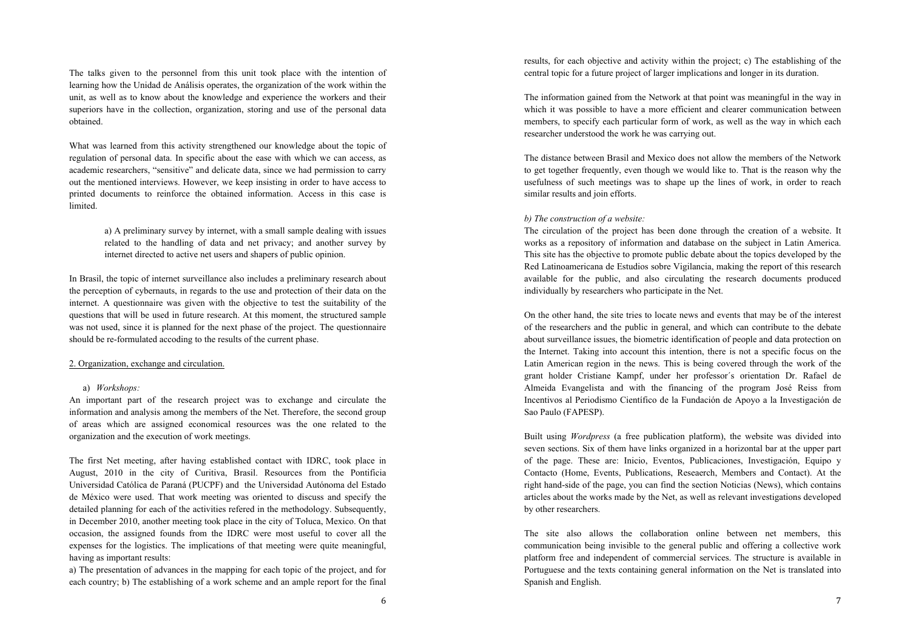The talks given to the personnel from this unit took place with the intention of learning how the Unidad de Análisis operates, the organization of the work within the unit, as well as to know about the knowledge and experience the workers and their superiors have in the collection, organization, storing and use of the personal data obtained.

What was learned from this activity strengthened our knowledge about the topic of regulation of personal data. In specific about the ease with which we can access, as academic researchers, "sensitive" and delicate data, since we had permission to carry out the mentioned interviews. However, we keep insisting in order to have access to printed documents to reinforce the obtained information. Access in this case is limited.

> a) A preliminary survey by internet, with a small sample dealing with issues related to the handling of data and net privacy; and another survey by internet directed to active net users and shapers of public opinion.

In Brasil, the topic of internet surveillance also includes a preliminary research about the perception of cybernauts, in regards to the use and protection of their data on the internet. A questionnaire was given with the objective to test the suitability of the questions that will be used in future research. At this moment, the structured sample was not used, since it is planned for the next phase of the project. The questionnaire should be re-formulated accoding to the results of the current phase.

## 2. Organization, exchange and circulation.

a) *Workshops:*

An important part of the research project was to exchange and circulate the information and analysis among the members of the Net. Therefore, the second group of areas which are assigned economical resources was the one related to the organization and the execution of work meetings.

The first Net meeting, after having established contact with IDRC, took place in August, 2010 in the city of Curitiva, Brasil. Resources from the Pontificia Universidad Católica de Paraná (PUCPF) and the Universidad Autónoma del Estado de México were used. That work meeting was oriented to discuss and specify the detailed planning for each of the activities refered in the methodology. Subsequently, in December 2010, another meeting took place in the city of Toluca, Mexico. On that occasion, the assigned founds from the IDRC were most useful to cover all the expenses for the logistics. The implications of that meeting were quite meaningful, having as important results:

a) The presentation of advances in the mapping for each topic of the project, and for each country; b) The establishing of a work scheme and an ample report for the final results, for each objective and activity within the project; c) The establishing of the central topic for a future project of larger implications and longer in its duration.

The information gained from the Network at that point was meaningful in the way in which it was possible to have a more efficient and clearer communication between members, to specify each particular form of work, as well as the way in which each researcher understood the work he was carrying out.

The distance between Brasil and Mexico does not allow the members of the Network to get together frequently, even though we would like to. That is the reason why the usefulness of such meetings was to shape up the lines of work, in order to reach similar results and join efforts.

*b) The construction of a website:*

The circulation of the project has been done through the creation of a website. It works as a repository of information and database on the subject in Latin America. This site has the objective to promote public debate about the topics developed by the Red Latinoamericana de Estudios sobre Vigilancia, making the report of this research available for the public, and also circulating the research documents produced individually by researchers who participate in the Net.

On the other hand, the site tries to locate news and events that may be of the interest of the researchers and the public in general, and which can contribute to the debate about surveillance issues, the biometric identification of people and data protection on the Internet. Taking into account this intention, there is not a specific focus on the Latin American region in the news. This is being covered through the work of the grant holder Cristiane Kampf, under her professor´s orientation Dr. Rafael de Almeida Evangelista and with the financing of the program José Reiss from Incentivos al Periodismo Científico de la Fundación de Apoyo a la Investigación de Sao Paulo (FAPESP).

Built using *Wordpress* (a free publication platform), the website was divided into seven sections. Six of them have links organized in a horizontal bar at the upper part of the page. These are: Inicio, Eventos, Publicaciones, Investigación, Equipo y Contacto (Home, Events, Publications, Reseaerch, Members and Contact). At the right hand-side of the page, you can find the section Noticias (News), which contains articles about the works made by the Net, as well as relevant investigations developed by other researchers.

The site also allows the collaboration online between net members, this communication being invisible to the general public and offering a collective work platform free and independent of commercial services. The structure is available in Portuguese and the texts containing general information on the Net is translated into Spanish and English.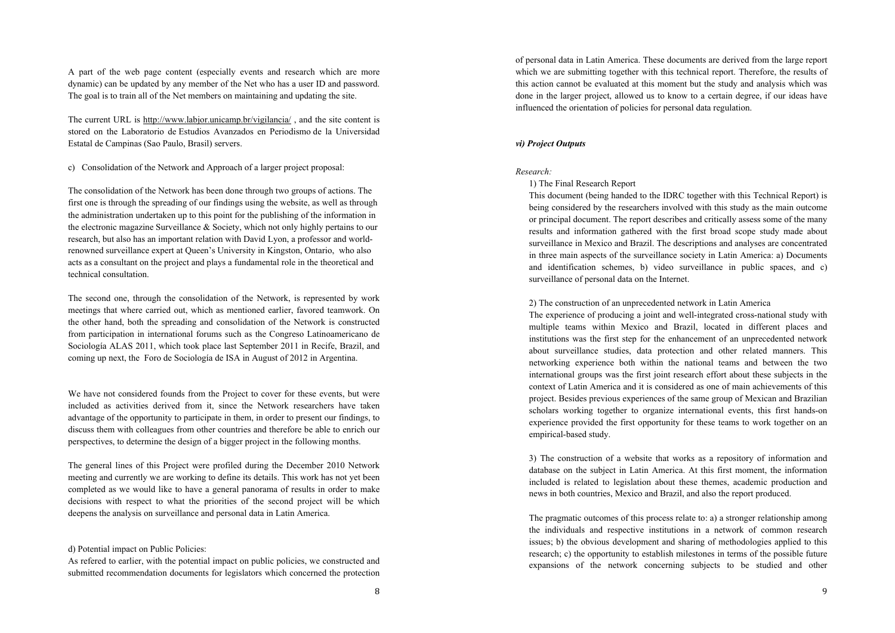A part of the web page content (especially events and research which are more dynamic) can be updated by any member of the Net who has a user ID and password. The goal is to train all of the Net members on maintaining and updating the site.

The current URL is http://www.labjor.unicamp.br/vigilancia/ , and the site content is stored on the Laboratorio de Estudios Avanzados en Periodismo de la Universidad Estatal de Campinas (Sao Paulo, Brasil) servers.

c) Consolidation of the Network and Approach of a larger project proposal:

The consolidation of the Network has been done through two groups of actions. The first one is through the spreading of our findings using the website, as well as through the administration undertaken up to this point for the publishing of the information in the electronic magazine Surveillance & Society, which not only highly pertains to our research, but also has an important relation with David Lyon, a professor and world-renowned surveillance expert at Queen's University in Kingston, Ontario, who also acts as a consultant on the project and plays a fundamental role in the theoretical and technical consultation.

The second one, through the consolidation of the Network, is represented by work meetings that where carried out, which as mentioned earlier, favored teamwork. On the other hand, both the spreading and consolidation of the Network is constructed from participation in international forums such as the Congreso Latinoamericano de Sociología ALAS 2011, which took place last September 2011 in Recife, Brazil, and coming up next, the Foro de Sociología de ISA in August of 2012 in Argentina.

We have not considered founds from the Project to cover for these events, but were included as activities derived from it, since the Network researchers have taken advantage of the opportunity to participate in them, in order to present our findings, to discuss them with colleagues from other countries and therefore be able to enrich our perspectives, to determine the design of a bigger project in the following months.

The general lines of this Project were profiled during the December 2010 Network meeting and currently we are working to define its details. This work has not yet been completed as we would like to have a general panorama of results in order to make decisions with respect to what the priorities of the second project will be which deepens the analysis on surveillance and personal data in Latin America.

d) Potential impact on Public Policies:

As refered to earlier, with the potential impact on public policies, we constructed and submitted recommendation documents for legislators which concerned the protection of personal data in Latin America. These documents are derived from the large report which we are submitting together with this technical report. Therefore, the results of this action cannot be evaluated at this moment but the study and analysis which was done in the larger project, allowed us to know to a certain degree, if our ideas have influenced the orientation of policies for personal data regulation.

### *vi) Project Outputs*

*Research:*

1) The Final Research Report

This document (being handed to the IDRC together with this Technical Report) is being considered by the researchers involved with this study as the main outcome or principal document. The report describes and critically assess some of the many results and information gathered with the first broad scope study made about surveillance in Mexico and Brazil. The descriptions and analyses are concentrated in three main aspects of the surveillance society in Latin America: a) Documents and identification schemes, b) video surveillance in public spaces, and c) surveillance of personal data on the Internet.

2) The construction of an unprecedented network in Latin America

The experience of producing a joint and well-integrated cross-national study with multiple teams within Mexico and Brazil, located in different places and institutions was the first step for the enhancement of an unprecedented network about surveillance studies, data protection and other related manners. This networking experience both within the national teams and between the two international groups was the first joint research effort about these subjects in the context of Latin America and it is considered as one of main achievements of this project. Besides previous experiences of the same group of Mexican and Brazilian scholars working together to organize international events, this first hands-on experience provided the first opportunity for these teams to work together on an empirical-based study.

3) The construction of a website that works as a repository of information and database on the subject in Latin America. At this first moment, the information included is related to legislation about these themes, academic production and news in both countries, Mexico and Brazil, and also the report produced.

The pragmatic outcomes of this process relate to: a) a stronger relationship among the individuals and respective institutions in a network of common research issues; b) the obvious development and sharing of methodologies applied to this research; c) the opportunity to establish milestones in terms of the possible future expansions of the network concerning subjects to be studied and other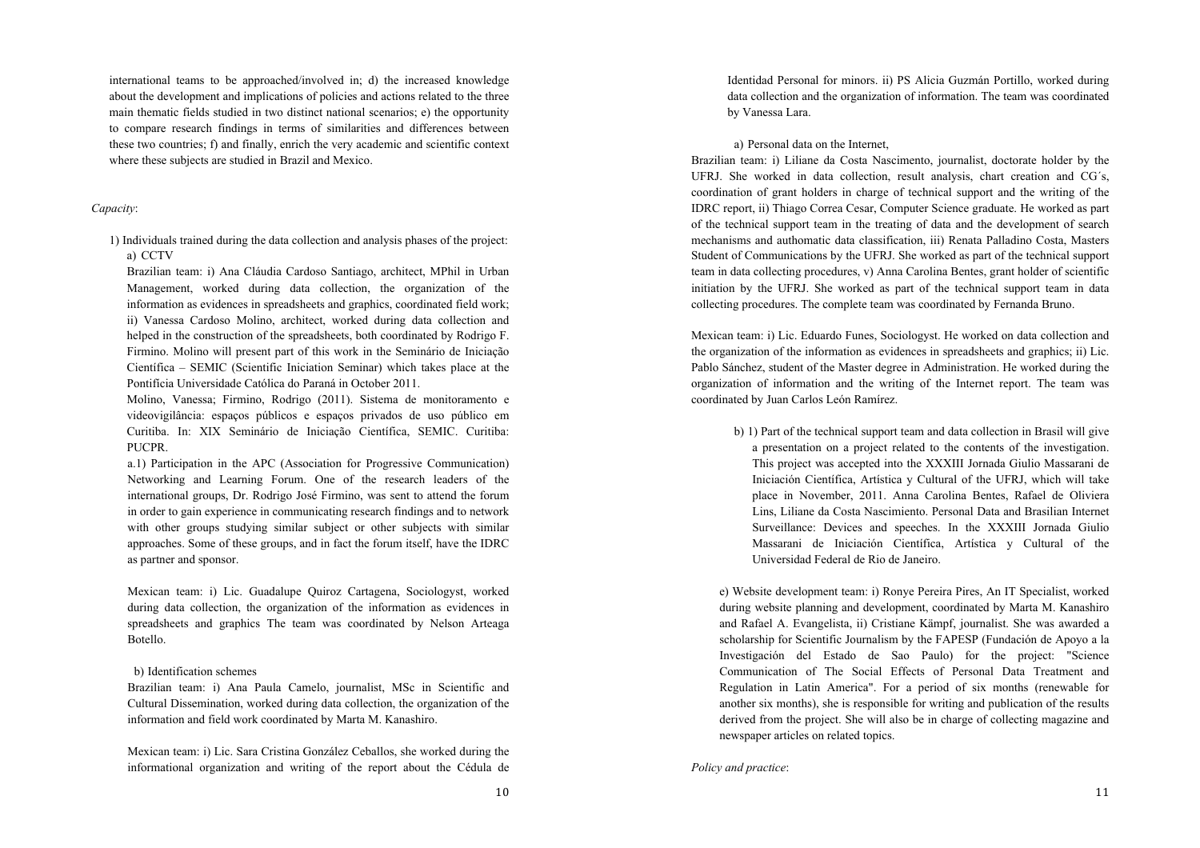international teams to be approached/involved in; d) the increased knowledge about the development and implications of policies and actions related to the three main thematic fields studied in two distinct national scenarios; e) the opportunity to compare research findings in terms of similarities and differences between these two countries; f) and finally, enrich the very academic and scientific context where these subjects are studied in Brazil and Mexico.

*Capacity*:

1) Individuals trained during the data collection and analysis phases of the project:

a) CCTV

Brazilian team: i) Ana Cláudia Cardoso Santiago, architect, MPhil in Urban Management, worked during data collection, the organization of the information as evidences in spreadsheets and graphics, coordinated field work; ii) Vanessa Cardoso Molino, architect, worked during data collection and helped in the construction of the spreadsheets, both coordinated by Rodrigo F. Firmino. Molino will present part of this work in the Seminário de Iniciação Científica – SEMIC (Scientific Iniciation Seminar) which takes place at the Pontifícia Universidade Católica do Paraná in October 2011.

Molino, Vanessa; Firmino, Rodrigo (2011). Sistema de monitoramento e videovigilância: espaços públicos e espaços privados de uso público em Curitiba. In: XIX Seminário de Iniciação Científica, SEMIC. Curitiba: PUCPR.

a.1) Participation in the APC (Association for Progressive Communication) Networking and Learning Forum. One of the research leaders of the international groups, Dr. Rodrigo José Firmino, was sent to attend the forum in order to gain experience in communicating research findings and to network with other groups studying similar subject or other subjects with similar approaches. Some of these groups, and in fact the forum itself, have the IDRC as partner and sponsor.

Mexican team: i) Lic. Guadalupe Quiroz Cartagena, Sociologyst, worked during data collection, the organization of the information as evidences in spreadsheets and graphics The team was coordinated by Nelson Arteaga Botello.

b) Identification schemes

Brazilian team: i) Ana Paula Camelo, journalist, MSc in Scientific and Cultural Dissemination, worked during data collection, the organization of the information and field work coordinated by Marta M. Kanashiro.

Mexican team: i) Lic. Sara Cristina González Ceballos, she worked during the informational organization and writing of the report about the Cédula de Identidad Personal for minors. ii) PS Alicia Guzmán Portillo, worked during data collection and the organization of information. The team was coordinated by Vanessa Lara.

a) Personal data on the Internet,

Brazilian team: i) Liliane da Costa Nascimento, journalist, doctorate holder by the UFRJ. She worked in data collection, result analysis, chart creation and CG´s, coordination of grant holders in charge of technical support and the writing of the IDRC report, ii) Thiago Correa Cesar, Computer Science graduate. He worked as part of the technical support team in the treating of data and the development of search mechanisms and authomatic data classification, iii) Renata Palladino Costa, Masters Student of Communications by the UFRJ. She worked as part of the technical support team in data collecting procedures, v) Anna Carolina Bentes, grant holder of scientific initiation by the UFRJ. She worked as part of the technical support team in data collecting procedures. The complete team was coordinated by Fernanda Bruno.

Mexican team: i) Lic. Eduardo Funes, Sociologyst. He worked on data collection and the organization of the information as evidences in spreadsheets and graphics; ii) Lic. Pablo Sánchez, student of the Master degree in Administration. He worked during the organization of information and the writing of the Internet report. The team was coordinated by Juan Carlos León Ramírez.

b) 1) Part of the technical support team and data collection in Brasil will give a presentation on a project related to the contents of the investigation. This project was accepted into the XXXIII Jornada Giulio Massarani de Iniciación Científica, Artística y Cultural of the UFRJ, which will take place in November, 2011. Anna Carolina Bentes, Rafael de Oliviera Lins, Liliane da Costa Nascimiento. Personal Data and Brasilian Internet Surveillance: Devices and speeches. In the XXXIII Jornada Giulio Massarani de Iniciación Científica, Artística y Cultural of the Universidad Federal de Rio de Janeiro.

e) Website development team: i) Ronye Pereira Pires, An IT Specialist, worked during website planning and development, coordinated by Marta M. Kanashiro and Rafael A. Evangelista, ii) Cristiane Kämpf, journalist. She was awarded a scholarship for Scientific Journalism by the FAPESP (Fundación de Apoyo a la Investigación del Estado de Sao Paulo) for the project: "Science Communication of The Social Effects of Personal Data Treatment and Regulation in Latin America". For a period of six months (renewable for another six months), she is responsible for writing and publication of the results derived from the project. She will also be in charge of collecting magazine and newspaper articles on related topics.

*Policy and practice*: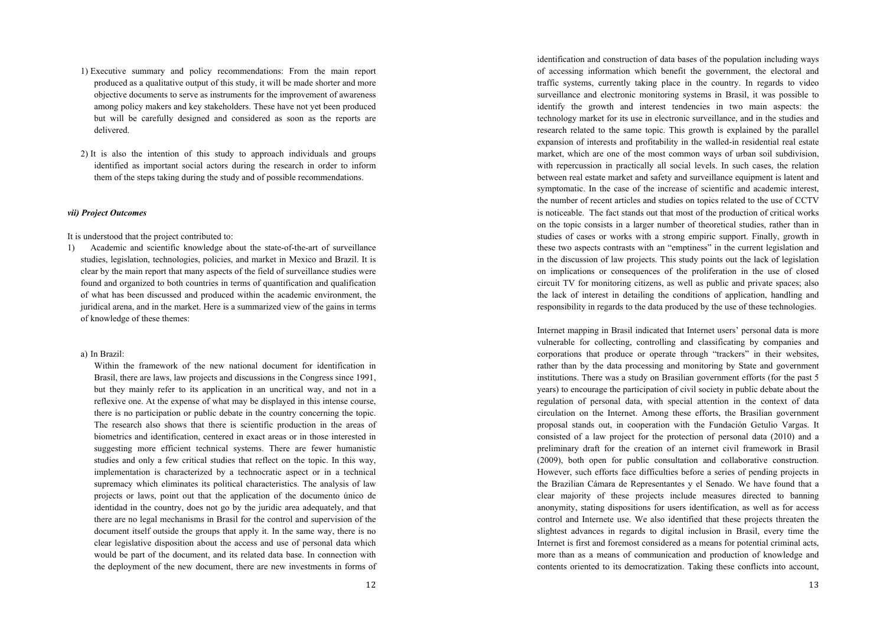1) Executive summary and policy recommendations: From the main report produced as a qualitative output of this study, it will be made shorter and more objective documents to serve as instruments for the improvement of awareness among policy makers and key stakeholders. These have not yet been produced but will be carefully designed and considered as soon as the reports are delivered.

2) It is also the intention of this study to approach individuals and groups identified as important social actors during the research in order to inform them of the steps taking during the study and of possible recommendations.

### *vii) Project Outcomes*

It is understood that the project contributed to:

1) Academic and scientific knowledge about the state-of-the-art of surveillance studies, legislation, technologies, policies, and market in Mexico and Brazil. It is clear by the main report that many aspects of the field of surveillance studies were found and organized to both countries in terms of quantification and qualification of what has been discussed and produced within the academic environment, the juridical arena, and in the market. Here is a summarized view of the gains in terms of knowledge of these themes:

   a) In Brazil:

   Within the framework of the new national document for identification in Brasil, there are laws, law projects and discussions in the Congress since 1991, but they mainly refer to its application in an uncritical way, and not in a reflexive one. At the expense of what may be displayed in this intense course, there is no participation or public debate in the country concerning the topic. The research also shows that there is scientific production in the areas of biometrics and identification, centered in exact areas or in those interested in suggesting more efficient technical systems. There are fewer humanistic studies and only a few critical studies that reflect on the topic. In this way, implementation is characterized by a technocratic aspect or in a technical supremacy which eliminates its political characteristics. The analysis of law projects or laws, point out that the application of the documento único de identidad in the country, does not go by the juridic area adequately, and that there are no legal mechanisms in Brasil for the control and supervision of the document itself outside the groups that apply it. In the same way, there is no clear legislative disposition about the access and use of personal data which would be part of the document, and its related data base. In connection with the deployment of the new document, there are new investments in forms of identification and construction of data bases of the population including ways of accessing information which benefit the government, the electoral and traffic systems, currently taking place in the country. In regards to video surveillance and electronic monitoring systems in Brasil, it was possible to identify the growth and interest tendencies in two main aspects: the technology market for its use in electronic surveillance, and in the studies and research related to the same topic. This growth is explained by the parallel expansion of interests and profitability in the walled-in residential real estate market, which are one of the most common ways of urban soil subdivision, with repercussion in practically all social levels. In such cases, the relation between real estate market and safety and surveillance equipment is latent and symptomatic. In the case of the increase of scientific and academic interest, the number of recent articles and studies on topics related to the use of CCTV is noticeable. The fact stands out that most of the production of critical works on the topic consists in a larger number of theoretical studies, rather than in studies of cases or works with a strong empiric support. Finally, growth in these two aspects contrasts with an "emptiness" in the current legislation and in the discussion of law projects. This study points out the lack of legislation on implications or consequences of the proliferation in the use of closed circuit TV for monitoring citizens, as well as public and private spaces; also the lack of interest in detailing the conditions of application, handling and responsibility in regards to the data produced by the use of these technologies.

   Internet mapping in Brasil indicated that Internet users' personal data is more vulnerable for collecting, controlling and classificating by companies and corporations that produce or operate through "trackers" in their websites, rather than by the data processing and monitoring by State and government institutions. There was a study on Brasilian government efforts (for the past 5 years) to encourage the participation of civil society in public debate about the regulation of personal data, with special attention in the context of data circulation on the Internet. Among these efforts, the Brasilian government proposal stands out, in cooperation with the Fundación Getulio Vargas. It consisted of a law project for the protection of personal data (2010) and a preliminary draft for the creation of an internet civil framework in Brasil (2009), both open for public consultation and collaborative construction. However, such efforts face difficulties before a series of pending projects in the Brazilian Cámara de Representantes y el Senado. We have found that a clear majority of these projects include measures directed to banning anonymity, stating dispositions for users identification, as well as for access control and Internete use. We also identified that these projects threaten the slightest advances in regards to digital inclusion in Brasil, every time the Internet is first and foremost considered as a means for potential criminal acts, more than as a means of communication and production of knowledge and contents oriented to its democratization. Taking these conflicts into account,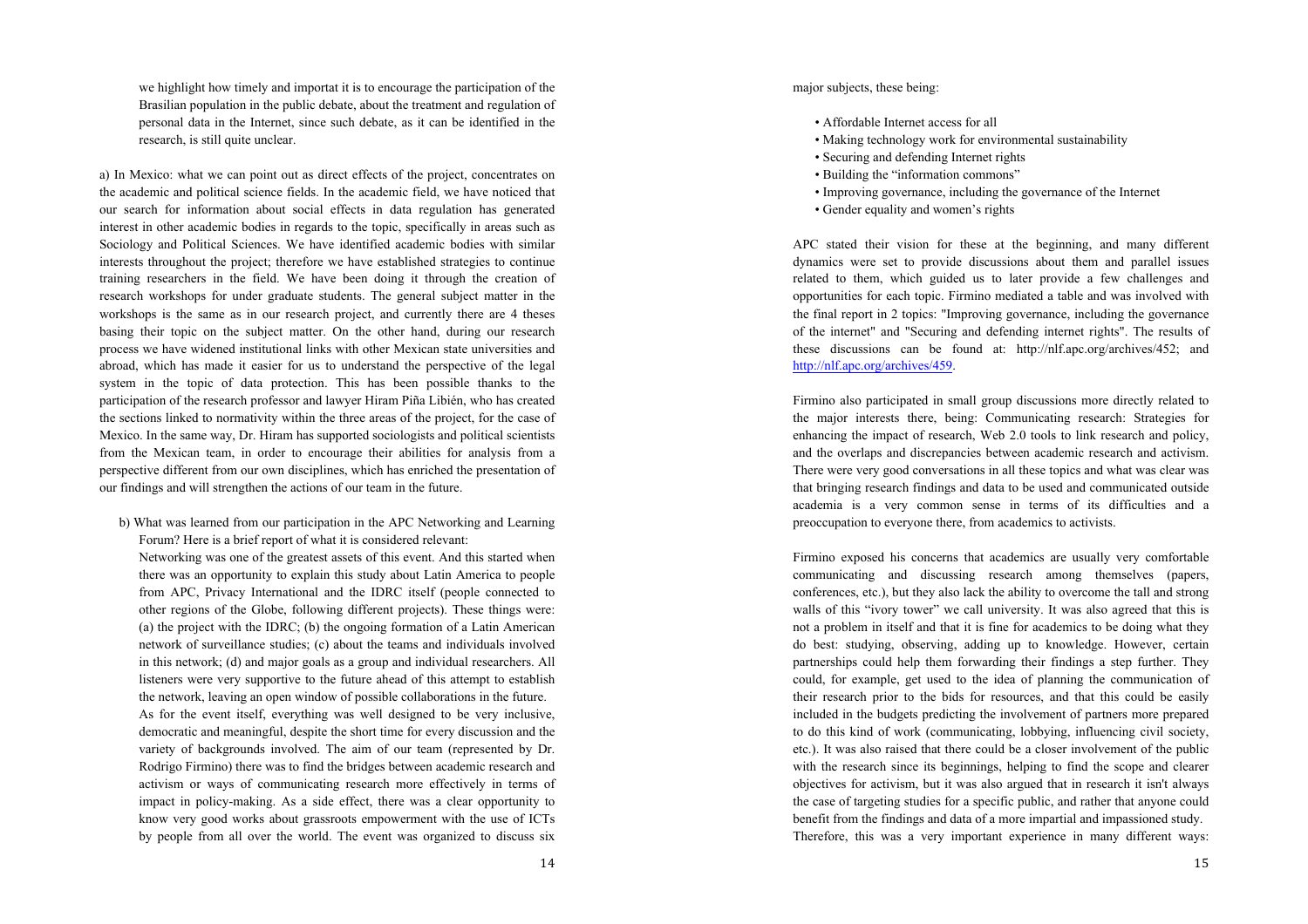we highlight how timely and importat it is to encourage the participation of the Brasilian population in the public debate, about the treatment and regulation of personal data in the Internet, since such debate, as it can be identified in the research, is still quite unclear.

a) In Mexico: what we can point out as direct effects of the project, concentrates on the academic and political science fields. In the academic field, we have noticed that our search for information about social effects in data regulation has generated interest in other academic bodies in regards to the topic, specifically in areas such as Sociology and Political Sciences. We have identified academic bodies with similar interests throughout the project; therefore we have established strategies to continue training researchers in the field. We have been doing it through the creation of research workshops for under graduate students. The general subject matter in the workshops is the same as in our research project, and currently there are 4 theses basing their topic on the subject matter. On the other hand, during our research process we have widened institutional links with other Mexican state universities and abroad, which has made it easier for us to understand the perspective of the legal system in the topic of data protection. This has been possible thanks to the participation of the research professor and lawyer Hiram Piña Libién, who has created the sections linked to normativity within the three areas of the project, for the case of Mexico. In the same way, Dr. Hiram has supported sociologists and political scientists from the Mexican team, in order to encourage their abilities for analysis from a perspective different from our own disciplines, which has enriched the presentation of our findings and will strengthen the actions of our team in the future.

b) What was learned from our participation in the APC Networking and Learning Forum? Here is a brief report of what it is considered relevant:

Networking was one of the greatest assets of this event. And this started when there was an opportunity to explain this study about Latin America to people from APC, Privacy International and the IDRC itself (people connected to other regions of the Globe, following different projects). These things were: (a) the project with the IDRC; (b) the ongoing formation of a Latin American network of surveillance studies; (c) about the teams and individuals involved in this network; (d) and major goals as a group and individual researchers. All listeners were very supportive to the future ahead of this attempt to establish the network, leaving an open window of possible collaborations in the future.

As for the event itself, everything was well designed to be very inclusive, democratic and meaningful, despite the short time for every discussion and the variety of backgrounds involved. The aim of our team (represented by Dr. Rodrigo Firmino) there was to find the bridges between academic research and activism or ways of communicating research more effectively in terms of impact in policy-making. As a side effect, there was a clear opportunity to know very good works about grassroots empowerment with the use of ICTs by people from all over the world. The event was organized to discuss six major subjects, these being:

- Affordable Internet access for all
- Making technology work for environmental sustainability
- Securing and defending Internet rights
- Building the "information commons"
- Improving governance, including the governance of the Internet
- Gender equality and women's rights

APC stated their vision for these at the beginning, and many different dynamics were set to provide discussions about them and parallel issues related to them, which guided us to later provide a few challenges and opportunities for each topic. Firmino mediated a table and was involved with the final report in 2 topics: "Improving governance, including the governance of the internet" and "Securing and defending internet rights". The results of these discussions can be found at: http://nlf.apc.org/archives/452; and http://nlf.apc.org/archives/459.

Firmino also participated in small group discussions more directly related to the major interests there, being: Communicating research: Strategies for enhancing the impact of research, Web 2.0 tools to link research and policy, and the overlaps and discrepancies between academic research and activism. There were very good conversations in all these topics and what was clear was that bringing research findings and data to be used and communicated outside academia is a very common sense in terms of its difficulties and a preoccupation to everyone there, from academics to activists.

Firmino exposed his concerns that academics are usually very comfortable communicating and discussing research among themselves (papers, conferences, etc.), but they also lack the ability to overcome the tall and strong walls of this "ivory tower" we call university. It was also agreed that this is not a problem in itself and that it is fine for academics to be doing what they do best: studying, observing, adding up to knowledge. However, certain partnerships could help them forwarding their findings a step further. They could, for example, get used to the idea of planning the communication of their research prior to the bids for resources, and that this could be easily included in the budgets predicting the involvement of partners more prepared to do this kind of work (communicating, lobbying, influencing civil society, etc.). It was also raised that there could be a closer involvement of the public with the research since its beginnings, helping to find the scope and clearer objectives for activism, but it was also argued that in research it isn't always the case of targeting studies for a specific public, and rather that anyone could benefit from the findings and data of a more impartial and impassioned study. Therefore, this was a very important experience in many different ways: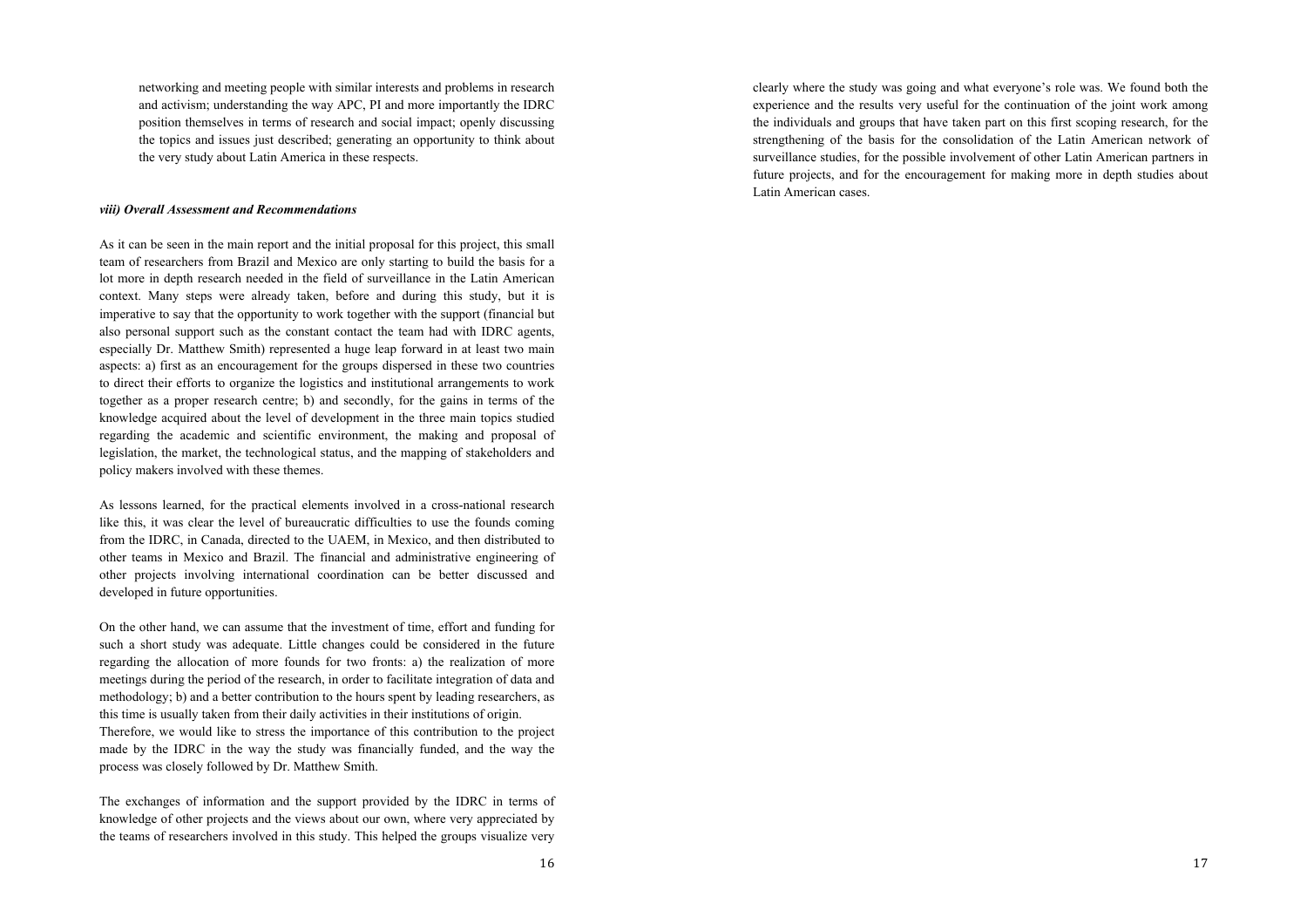networking and meeting people with similar interests and problems in research and activism; understanding the way APC, PI and more importantly the IDRC position themselves in terms of research and social impact; openly discussing the topics and issues just described; generating an opportunity to think about the very study about Latin America in these respects.

### *viii) Overall Assessment and Recommendations*

As it can be seen in the main report and the initial proposal for this project, this small team of researchers from Brazil and Mexico are only starting to build the basis for a lot more in depth research needed in the field of surveillance in the Latin American context. Many steps were already taken, before and during this study, but it is imperative to say that the opportunity to work together with the support (financial but also personal support such as the constant contact the team had with IDRC agents, especially Dr. Matthew Smith) represented a huge leap forward in at least two main aspects: a) first as an encouragement for the groups dispersed in these two countries to direct their efforts to organize the logistics and institutional arrangements to work together as a proper research centre; b) and secondly, for the gains in terms of the knowledge acquired about the level of development in the three main topics studied regarding the academic and scientific environment, the making and proposal of legislation, the market, the technological status, and the mapping of stakeholders and policy makers involved with these themes.

As lessons learned, for the practical elements involved in a cross-national research like this, it was clear the level of bureaucratic difficulties to use the founds coming from the IDRC, in Canada, directed to the UAEM, in Mexico, and then distributed to other teams in Mexico and Brazil. The financial and administrative engineering of other projects involving international coordination can be better discussed and developed in future opportunities.

On the other hand, we can assume that the investment of time, effort and funding for such a short study was adequate. Little changes could be considered in the future regarding the allocation of more founds for two fronts: a) the realization of more meetings during the period of the research, in order to facilitate integration of data and methodology; b) and a better contribution to the hours spent by leading researchers, as this time is usually taken from their daily activities in their institutions of origin.
Therefore, we would like to stress the importance of this contribution to the project made by the IDRC in the way the study was financially funded, and the way the process was closely followed by Dr. Matthew Smith.

The exchanges of information and the support provided by the IDRC in terms of knowledge of other projects and the views about our own, where very appreciated by the teams of researchers involved in this study. This helped the groups visualize very clearly where the study was going and what everyone's role was. We found both the experience and the results very useful for the continuation of the joint work among the individuals and groups that have taken part on this first scoping research, for the strengthening of the basis for the consolidation of the Latin American network of surveillance studies, for the possible involvement of other Latin American partners in future projects, and for the encouragement for making more in depth studies about Latin American cases.